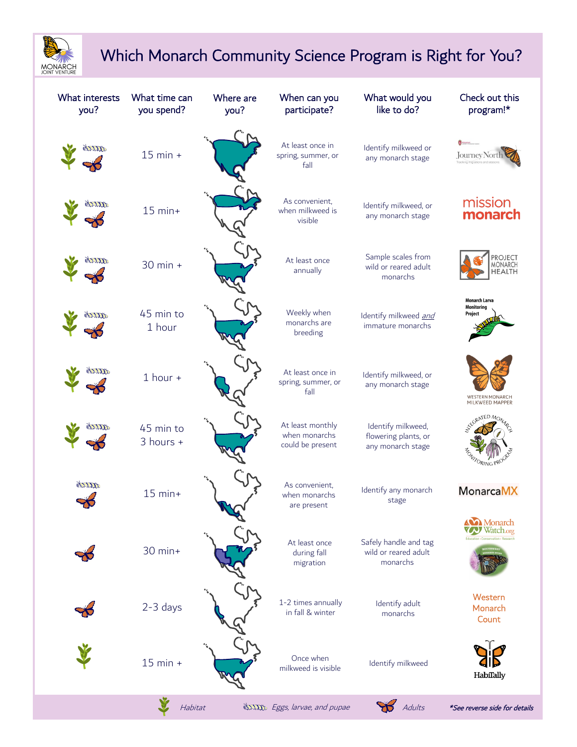# Which Monarch Community Science Program is Right for You?

| What interests you? | What time can you spend? | Where are you? | When can you participate? | What would you like to do? | Check out this program!* |
|---|---|---|---|---|---|
| Habitat, Eggs, larvae, and pupae, Adults | 15 min + | | At least once in spring, summer, or fall | Identify milkweed or any monarch stage | Journey North |
| Habitat, Eggs, larvae, and pupae, Adults | 15 min+ | | As convenient, when milkweed is visible | Identify milkweed, or any monarch stage | mission monarch |
| Habitat, Eggs, larvae, and pupae, Adults | 30 min + | | At least once annually | Sample scales from wild or reared adult monarchs | Project Monarch Health |
| Habitat, Eggs, larvae, and pupae, Adults | 45 min to 1 hour | | Weekly when monarchs are breeding | Identify milkweed *and* immature monarchs | Monarch Larva Monitoring Project |
| Habitat, Eggs, larvae, and pupae, Adults | 1 hour + | | At least once in spring, summer, or fall | Identify milkweed, or any monarch stage | Western Monarch Milkweed Mapper |
| Habitat, Eggs, larvae, and pupae, Adults | 45 min to 3 hours + | | At least monthly when monarchs could be present | Identify milkweed, flowering plants, or any monarch stage | Integrated Monarch Monitoring Program |
| Eggs, larvae, and pupae, Adults | 15 min+ | | As convenient, when monarchs are present | Identify any monarch stage | MonarcaMX |
| Adults | 30 min+ | | At least once during fall migration | Safely handle and tag wild or reared adult monarchs | Monarch Watch.org; Southwest Monarch Study |
| Adults | 2-3 days | | 1-2 times annually in fall & winter | Identify adult monarchs | Western Monarch Count |
| Habitat | 15 min + | | Once when milkweed is visible | Identify milkweed | HabiTally |

*Habitat* | *Eggs, larvae, and pupae* | *Adults* | ***See reverse side for details**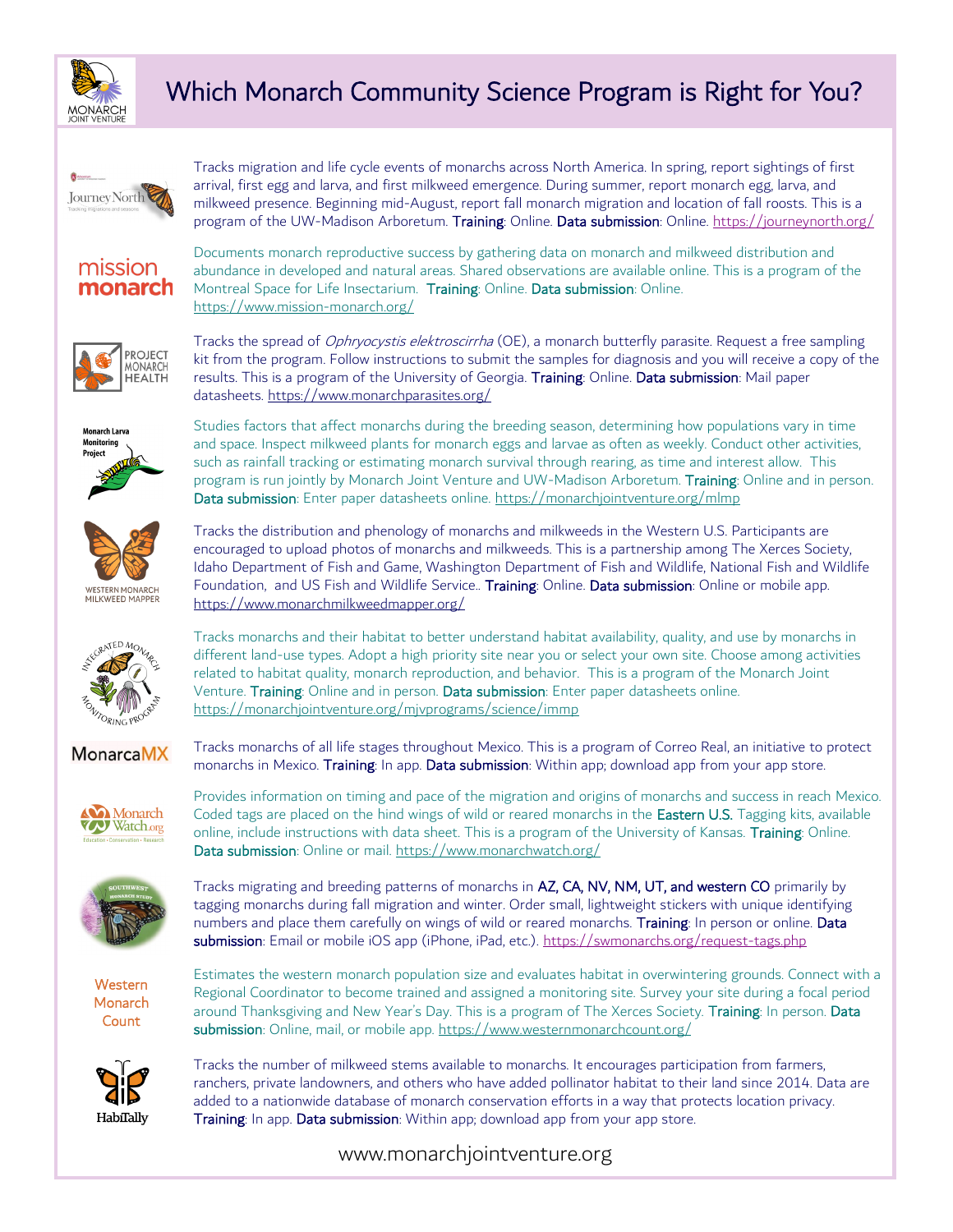# Which Monarch Community Science Program is Right for You?

**Journey North**

Tracks migration and life cycle events of monarchs across North America. In spring, report sightings of first arrival, first egg and larva, and first milkweed emergence. During summer, report monarch egg, larva, and milkweed presence. Beginning mid-August, report fall monarch migration and location of fall roosts. This is a program of the UW-Madison Arboretum. **Training**: Online. **Data submission**: Online. https://journeynorth.org/

**mission monarch**

Documents monarch reproductive success by gathering data on monarch and milkweed distribution and abundance in developed and natural areas. Shared observations are available online. This is a program of the Montreal Space for Life Insectarium. **Training**: Online. **Data submission**: Online. https://www.mission-monarch.org/

**Project Monarch Health**

Tracks the spread of *Ophryocystis elektroscirrha* (OE), a monarch butterfly parasite. Request a free sampling kit from the program. Follow instructions to submit the samples for diagnosis and you will receive a copy of the results. This is a program of the University of Georgia. **Training**: Online. **Data submission**: Mail paper datasheets. https://www.monarchparasites.org/

**Monarch Larva Monitoring Project**

Studies factors that affect monarchs during the breeding season, determining how populations vary in time and space. Inspect milkweed plants for monarch eggs and larvae as often as weekly. Conduct other activities, such as rainfall tracking or estimating monarch survival through rearing, as time and interest allow. This program is run jointly by Monarch Joint Venture and UW-Madison Arboretum. **Training**: Online and in person. **Data submission**: Enter paper datasheets online. https://monarchjointventure.org/mlmp

**Western Monarch Milkweed Mapper**

Tracks the distribution and phenology of monarchs and milkweeds in the Western U.S. Participants are encouraged to upload photos of monarchs and milkweeds. This is a partnership among The Xerces Society, Idaho Department of Fish and Game, Washington Department of Fish and Wildlife, National Fish and Wildlife Foundation, and US Fish and Wildlife Service.. **Training**: Online. **Data submission**: Online or mobile app. https://www.monarchmilkweedmapper.org/

**Integrated Monarch Monitoring Program**

Tracks monarchs and their habitat to better understand habitat availability, quality, and use by monarchs in different land-use types. Adopt a high priority site near you or select your own site. Choose among activities related to habitat quality, monarch reproduction, and behavior. This is a program of the Monarch Joint Venture. **Training**: Online and in person. **Data submission**: Enter paper datasheets online. https://monarchjointventure.org/mjvprograms/science/immp

**MonarcaMX**

Tracks monarchs of all life stages throughout Mexico. This is a program of Correo Real, an initiative to protect monarchs in Mexico. **Training**: In app. **Data submission**: Within app; download app from your app store.

**Monarch Watch.org**

Provides information on timing and pace of the migration and origins of monarchs and success in reach Mexico. Coded tags are placed on the hind wings of wild or reared monarchs in the **Eastern U.S.** Tagging kits, available online, include instructions with data sheet. This is a program of the University of Kansas. **Training**: Online. **Data submission**: Online or mail. https://www.monarchwatch.org/

**Southwest Monarch Study**

Tracks migrating and breeding patterns of monarchs in **AZ, CA, NV, NM, UT, and western CO** primarily by tagging monarchs during fall migration and winter. Order small, lightweight stickers with unique identifying numbers and place them carefully on wings of wild or reared monarchs. **Training**: In person or online. **Data submission**: Email or mobile iOS app (iPhone, iPad, etc.). https://swmonarchs.org/request-tags.php

**Western Monarch Count**

Estimates the western monarch population size and evaluates habitat in overwintering grounds. Connect with a Regional Coordinator to become trained and assigned a monitoring site. Survey your site during a focal period around Thanksgiving and New Year's Day. This is a program of The Xerces Society. **Training**: In person. **Data submission**: Online, mail, or mobile app. https://www.westernmonarchcount.org/

**HabiTally**

Tracks the number of milkweed stems available to monarchs. It encourages participation from farmers, ranchers, private landowners, and others who have added pollinator habitat to their land since 2014. Data are added to a nationwide database of monarch conservation efforts in a way that protects location privacy. **Training**: In app. **Data submission**: Within app; download app from your app store.

www.monarchjointventure.org